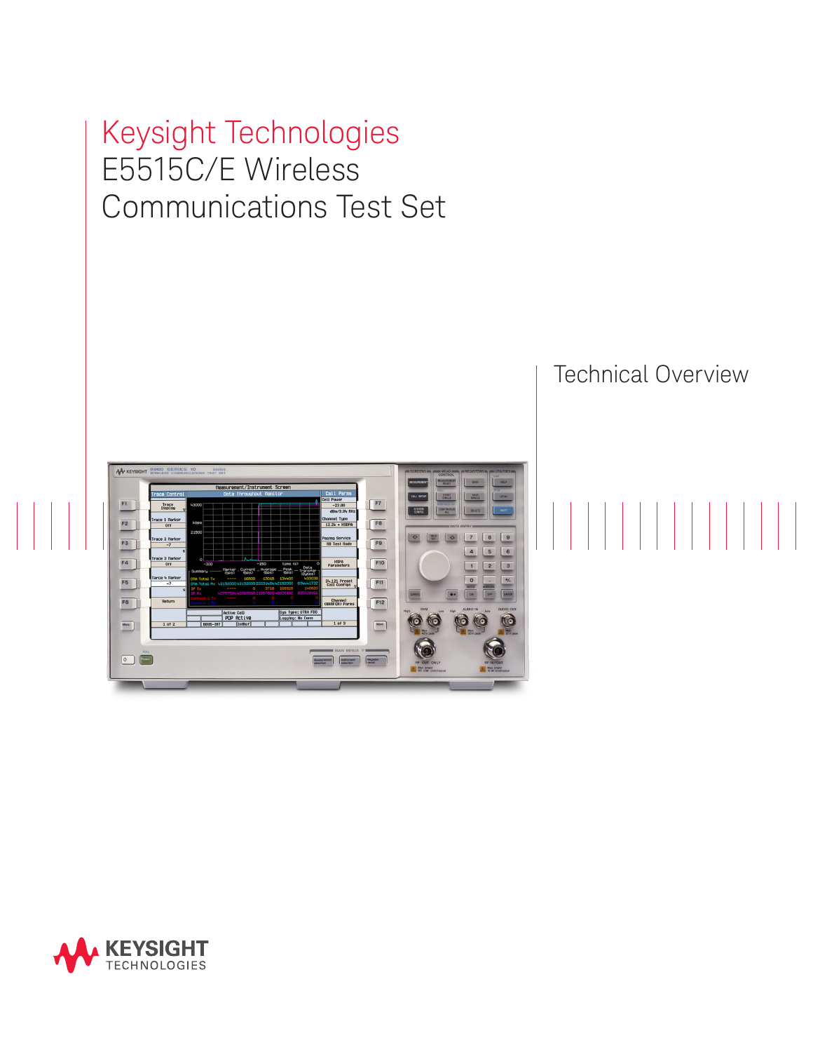# Keysight Technologies
# E5515C/E Wireless Communications Test Set

Technical Overview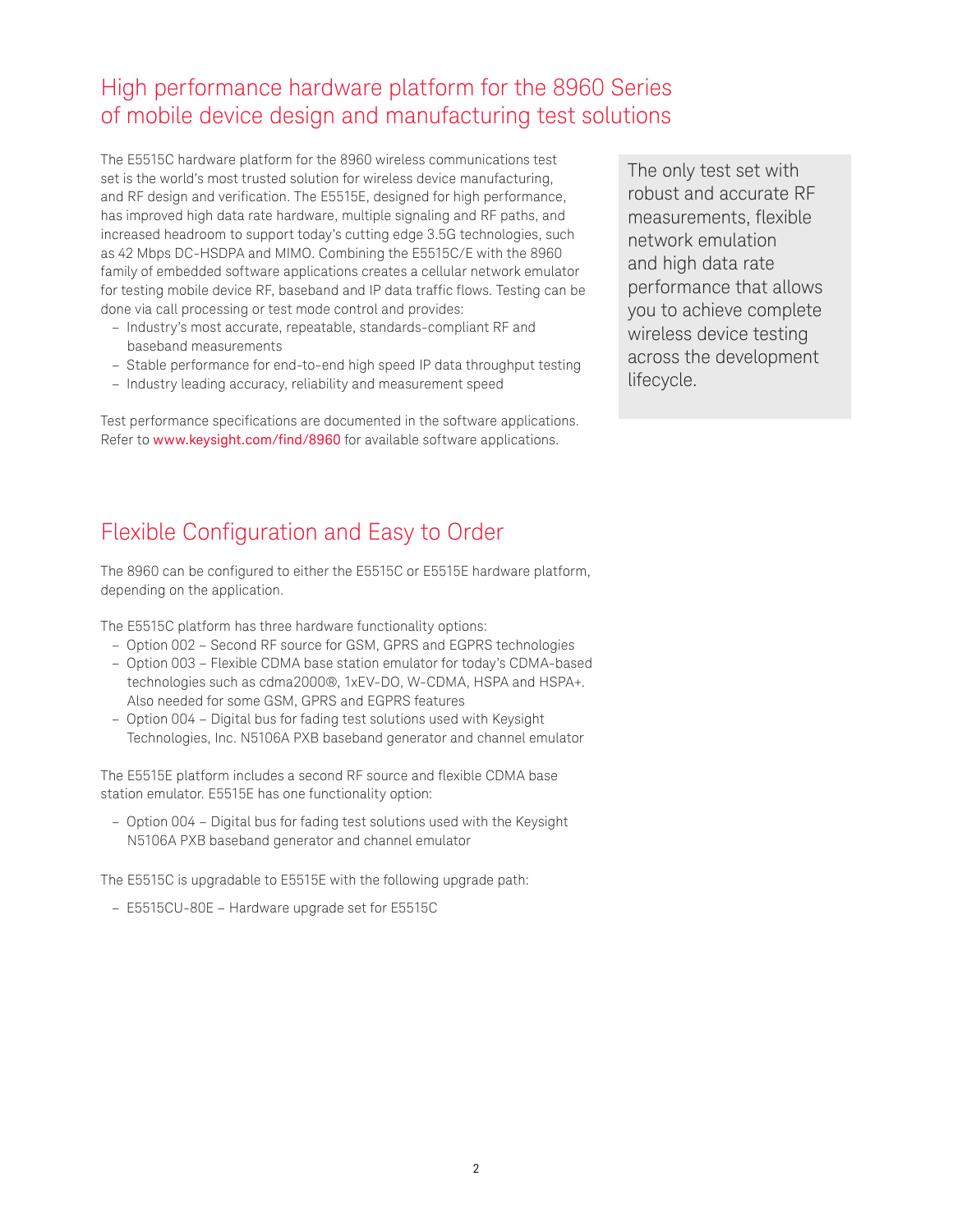## High performance hardware platform for the 8960 Series of mobile device design and manufacturing test solutions

The E5515C hardware platform for the 8960 wireless communications test set is the world's most trusted solution for wireless device manufacturing, and RF design and verification. The E5515E, designed for high performance, has improved high data rate hardware, multiple signaling and RF paths, and increased headroom to support today's cutting edge 3.5G technologies, such as 42 Mbps DC-HSDPA and MIMO. Combining the E5515C/E with the 8960 family of embedded software applications creates a cellular network emulator for testing mobile device RF, baseband and IP data traffic flows. Testing can be done via call processing or test mode control and provides:

- Industry's most accurate, repeatable, standards-compliant RF and baseband measurements
- Stable performance for end-to-end high speed IP data throughput testing
- Industry leading accuracy, reliability and measurement speed

Test performance specifications are documented in the software applications. Refer to www.keysight.com/find/8960 for available software applications.

> The only test set with robust and accurate RF measurements, flexible network emulation and high data rate performance that allows you to achieve complete wireless device testing across the development lifecycle.

## Flexible Configuration and Easy to Order

The 8960 can be configured to either the E5515C or E5515E hardware platform, depending on the application.

The E5515C platform has three hardware functionality options:

- Option 002 – Second RF source for GSM, GPRS and EGPRS technologies
- Option 003 – Flexible CDMA base station emulator for today's CDMA-based technologies such as cdma2000®, 1xEV-DO, W-CDMA, HSPA and HSPA+. Also needed for some GSM, GPRS and EGPRS features
- Option 004 – Digital bus for fading test solutions used with Keysight Technologies, Inc. N5106A PXB baseband generator and channel emulator

The E5515E platform includes a second RF source and flexible CDMA base station emulator. E5515E has one functionality option:

- Option 004 – Digital bus for fading test solutions used with the Keysight N5106A PXB baseband generator and channel emulator

The E5515C is upgradable to E5515E with the following upgrade path:

- E5515CU-80E – Hardware upgrade set for E5515C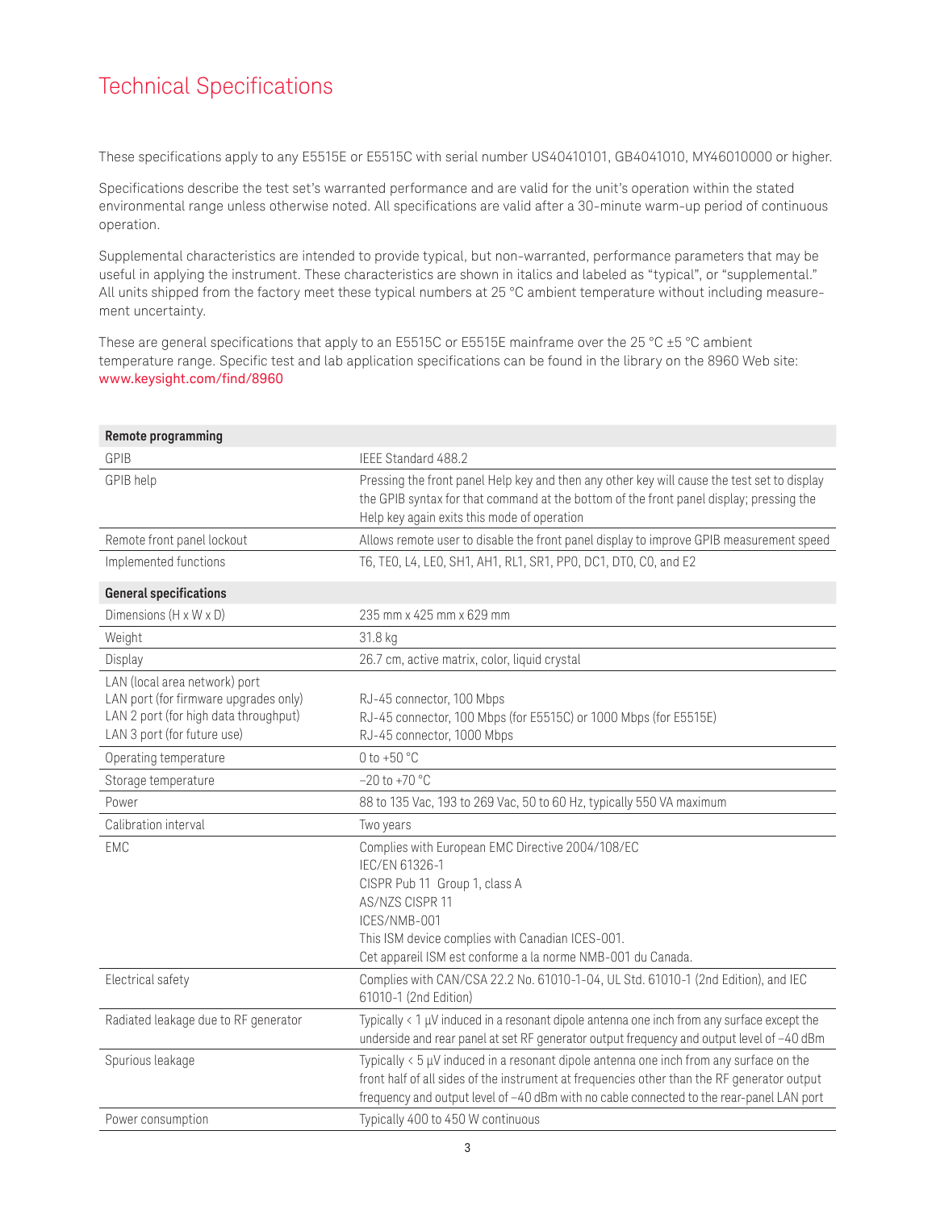# Technical Specifications

These specifications apply to any E5515E or E5515C with serial number US40410101, GB4041010, MY46010000 or higher.

Specifications describe the test set's warranted performance and are valid for the unit's operation within the stated environmental range unless otherwise noted. All specifications are valid after a 30-minute warm-up period of continuous operation.

Supplemental characteristics are intended to provide typical, but non-warranted, performance parameters that may be useful in applying the instrument. These characteristics are shown in italics and labeled as "typical", or "supplemental." All units shipped from the factory meet these typical numbers at 25 °C ambient temperature without including measurement uncertainty.

These are general specifications that apply to an E5515C or E5515E mainframe over the 25 °C ±5 °C ambient temperature range. Specific test and lab application specifications can be found in the library on the 8960 Web site: www.keysight.com/find/8960

| **Remote programming** | |
|---|---|
| GPIB | IEEE Standard 488.2 |
| GPIB help | Pressing the front panel Help key and then any other key will cause the test set to display the GPIB syntax for that command at the bottom of the front panel display; pressing the Help key again exits this mode of operation |
| Remote front panel lockout | Allows remote user to disable the front panel display to improve GPIB measurement speed |
| Implemented functions | T6, TE0, L4, LE0, SH1, AH1, RL1, SR1, PP0, DC1, DT0, C0, and E2 |
| **General specifications** | |
| Dimensions (H x W x D) | 235 mm x 425 mm x 629 mm |
| Weight | 31.8 kg |
| Display | 26.7 cm, active matrix, color, liquid crystal |
| LAN (local area network) port<br>LAN port (for firmware upgrades only)<br>LAN 2 port (for high data throughput)<br>LAN 3 port (for future use) | <br>RJ-45 connector, 100 Mbps<br>RJ-45 connector, 100 Mbps (for E5515C) or 1000 Mbps (for E5515E)<br>RJ-45 connector, 1000 Mbps |
| Operating temperature | 0 to +50 °C |
| Storage temperature | –20 to +70 °C |
| Power | 88 to 135 Vac, 193 to 269 Vac, 50 to 60 Hz, typically 550 VA maximum |
| Calibration interval | Two years |
| EMC | Complies with European EMC Directive 2004/108/EC<br>IEC/EN 61326-1<br>CISPR Pub 11 Group 1, class A<br>AS/NZS CISPR 11<br>ICES/NMB-001<br>This ISM device complies with Canadian ICES-001.<br>Cet appareil ISM est conforme a la norme NMB-001 du Canada. |
| Electrical safety | Complies with CAN/CSA 22.2 No. 61010-1-04, UL Std. 61010-1 (2nd Edition), and IEC 61010-1 (2nd Edition) |
| Radiated leakage due to RF generator | Typically < 1 µV induced in a resonant dipole antenna one inch from any surface except the underside and rear panel at set RF generator output frequency and output level of –40 dBm |
| Spurious leakage | Typically < 5 µV induced in a resonant dipole antenna one inch from any surface on the front half of all sides of the instrument at frequencies other than the RF generator output frequency and output level of –40 dBm with no cable connected to the rear-panel LAN port |
| Power consumption | Typically 400 to 450 W continuous |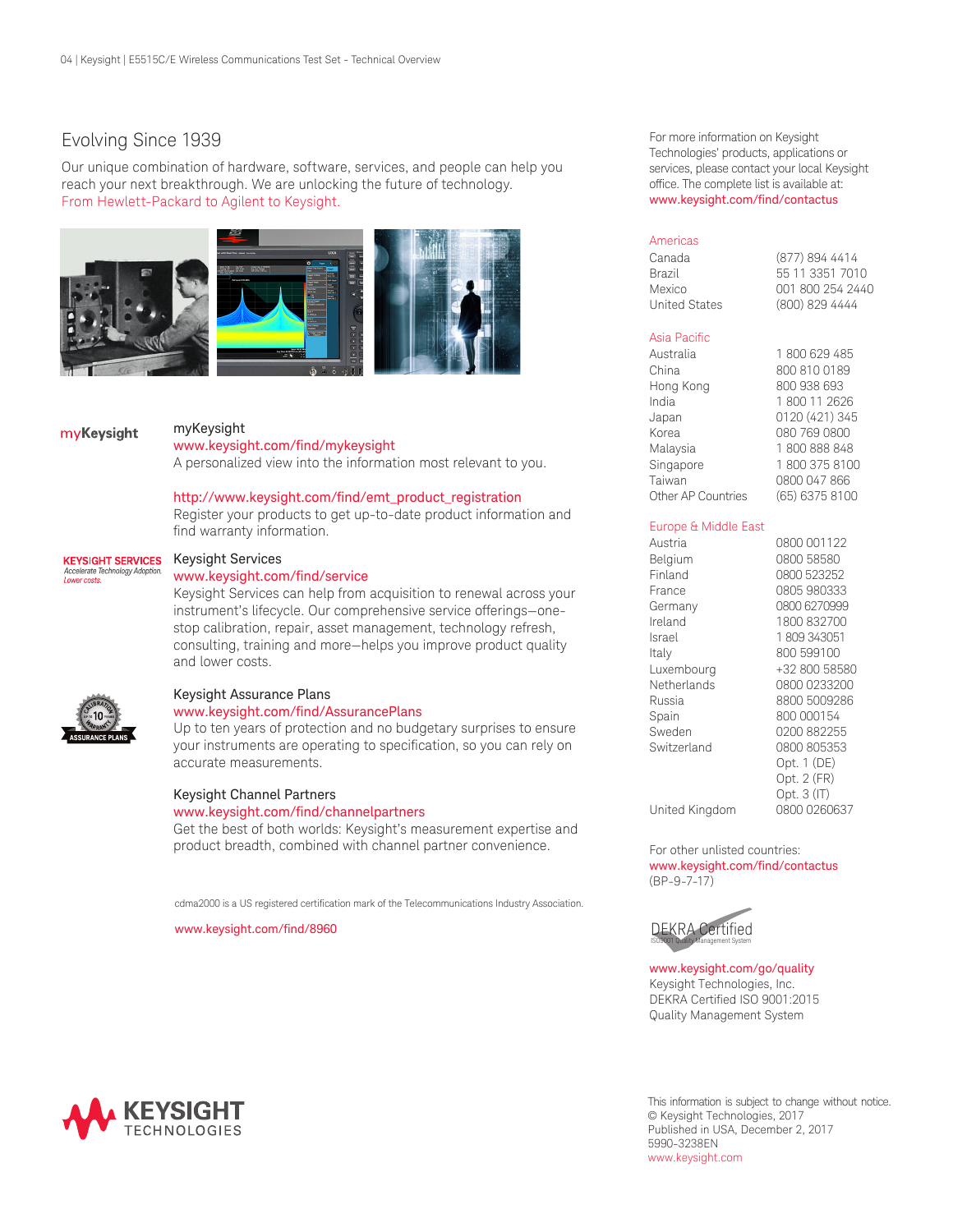## Evolving Since 1939

Our unique combination of hardware, software, services, and people can help you reach your next breakthrough. We are unlocking the future of technology.
From Hewlett-Packard to Agilent to Keysight.

**myKeysight**

myKeysight
www.keysight.com/find/mykeysight
A personalized view into the information most relevant to you.

http://www.keysight.com/find/emt_product_registration
Register your products to get up-to-date product information and find warranty information.

**KEYSIGHT SERVICES**
*Accelerate Technology Adoption. Lower costs.*

Keysight Services
www.keysight.com/find/service
Keysight Services can help from acquisition to renewal across your instrument's lifecycle. Our comprehensive service offerings—one-stop calibration, repair, asset management, technology refresh, consulting, training and more—helps you improve product quality and lower costs.

Keysight Assurance Plans
www.keysight.com/find/AssurancePlans
Up to ten years of protection and no budgetary surprises to ensure your instruments are operating to specification, so you can rely on accurate measurements.

Keysight Channel Partners
www.keysight.com/find/channelpartners
Get the best of both worlds: Keysight's measurement expertise and product breadth, combined with channel partner convenience.

cdma2000 is a US registered certification mark of the Telecommunications Industry Association.

www.keysight.com/find/8960

For more information on Keysight Technologies' products, applications or services, please contact your local Keysight office. The complete list is available at:
www.keysight.com/find/contactus

**Americas**

| | |
|---|---|
| Canada | (877) 894 4414 |
| Brazil | 55 11 3351 7010 |
| Mexico | 001 800 254 2440 |
| United States | (800) 829 4444 |

**Asia Pacific**

| | |
|---|---|
| Australia | 1 800 629 485 |
| China | 800 810 0189 |
| Hong Kong | 800 938 693 |
| India | 1 800 11 2626 |
| Japan | 0120 (421) 345 |
| Korea | 080 769 0800 |
| Malaysia | 1 800 888 848 |
| Singapore | 1 800 375 8100 |
| Taiwan | 0800 047 866 |
| Other AP Countries | (65) 6375 8100 |

**Europe & Middle East**

| | |
|---|---|
| Austria | 0800 001122 |
| Belgium | 0800 58580 |
| Finland | 0800 523252 |
| France | 0805 980333 |
| Germany | 0800 6270999 |
| Ireland | 1800 832700 |
| Israel | 1 809 343051 |
| Italy | 800 599100 |
| Luxembourg | +32 800 58580 |
| Netherlands | 0800 0233200 |
| Russia | 8800 5009286 |
| Spain | 800 000154 |
| Sweden | 0200 882255 |
| Switzerland | 0800 805353<br>Opt. 1 (DE)<br>Opt. 2 (FR)<br>Opt. 3 (IT) |
| United Kingdom | 0800 0260637 |

For other unlisted countries:
www.keysight.com/find/contactus
(BP-9-7-17)

DEKRA Certified
ISO9001 Quality Management System

www.keysight.com/go/quality
Keysight Technologies, Inc.
DEKRA Certified ISO 9001:2015
Quality Management System

KEYSIGHT TECHNOLOGIES

This information is subject to change without notice.
© Keysight Technologies, 2017
Published in USA, December 2, 2017
5990-3238EN
www.keysight.com